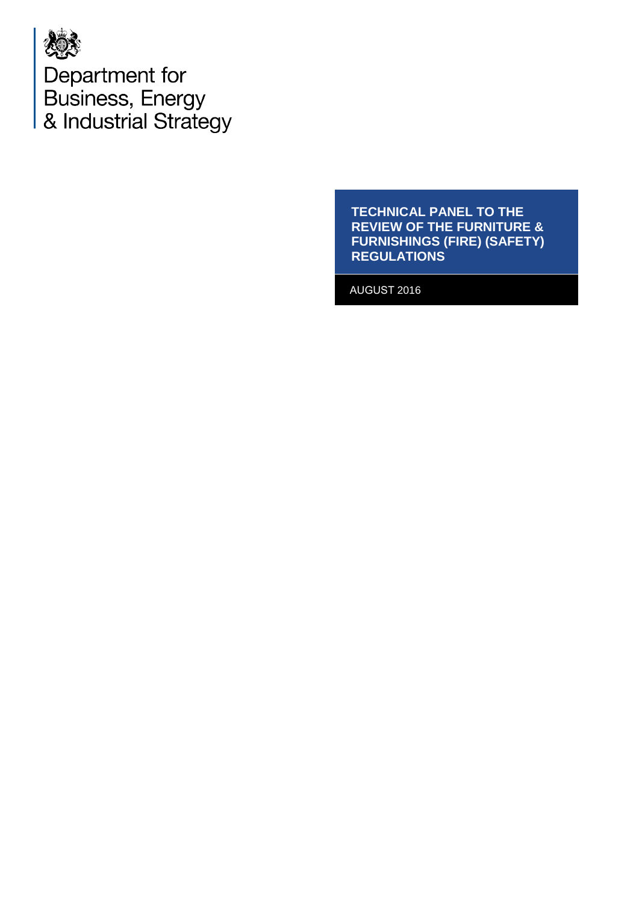Department for
Business, Energy
& Industrial Strategy

# TECHNICAL PANEL TO THE REVIEW OF THE FURNITURE & FURNISHINGS (FIRE) (SAFETY) REGULATIONS

AUGUST 2016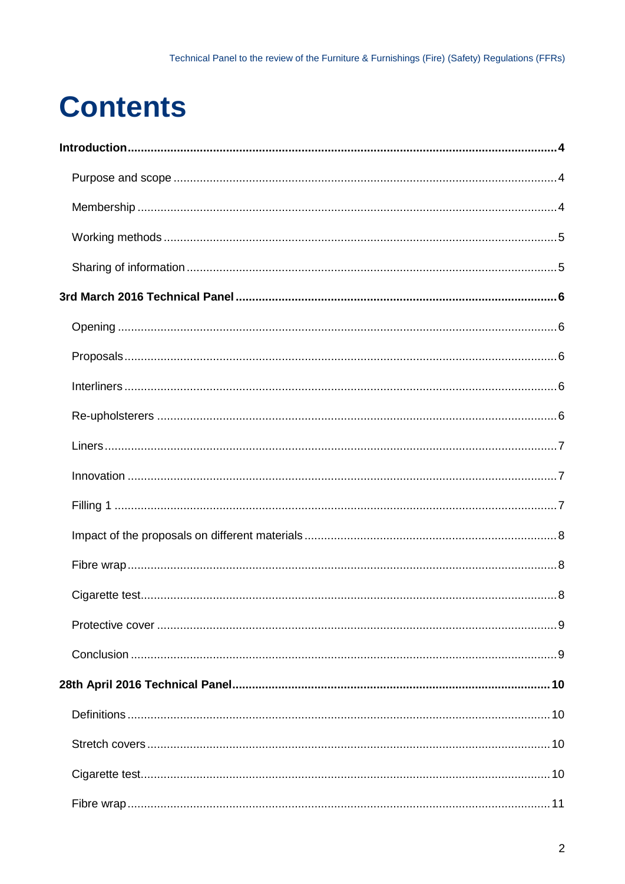# Contents

**Introduction** .......... **4**

- Purpose and scope .......... 4
- Membership .......... 4
- Working methods .......... 5
- Sharing of information .......... 5

**3rd March 2016 Technical Panel** .......... **6**

- Opening .......... 6
- Proposals .......... 6
- Interliners .......... 6
- Re-upholsterers .......... 6
- Liners .......... 7
- Innovation .......... 7
- Filling 1 .......... 7
- Impact of the proposals on different materials .......... 8
- Fibre wrap .......... 8
- Cigarette test .......... 8
- Protective cover .......... 9
- Conclusion .......... 9

**28th April 2016 Technical Panel** .......... **10**

- Definitions .......... 10
- Stretch covers .......... 10
- Cigarette test .......... 10
- Fibre wrap .......... 11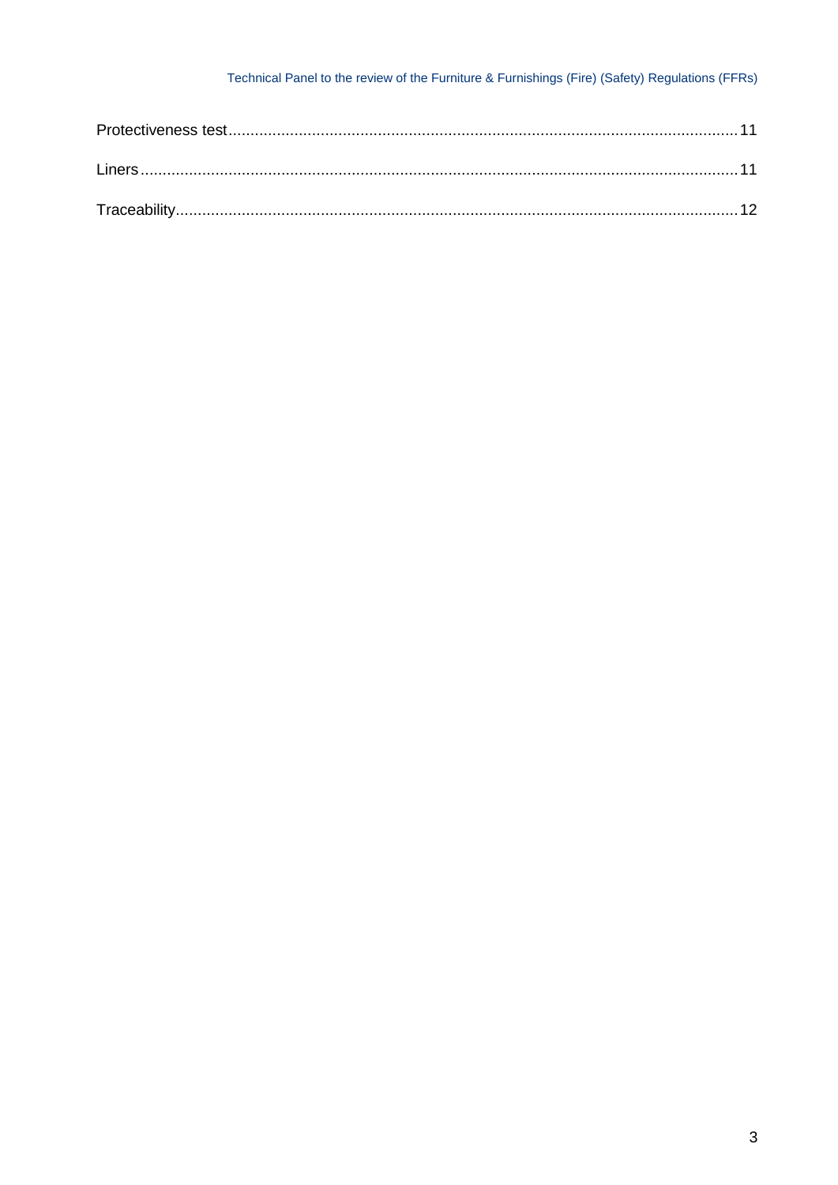Protectiveness test ..... 11

Liners ..... 11

Traceability ..... 12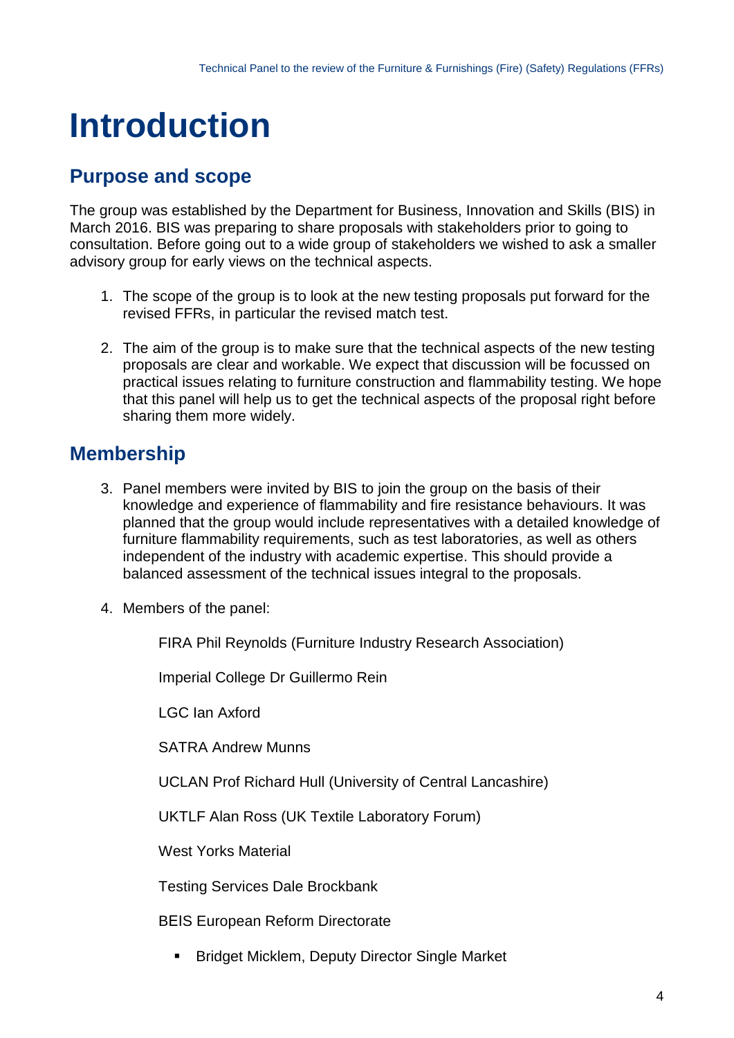# Introduction

## Purpose and scope

The group was established by the Department for Business, Innovation and Skills (BIS) in March 2016. BIS was preparing to share proposals with stakeholders prior to going to consultation. Before going out to a wide group of stakeholders we wished to ask a smaller advisory group for early views on the technical aspects.

1. The scope of the group is to look at the new testing proposals put forward for the revised FFRs, in particular the revised match test.

2. The aim of the group is to make sure that the technical aspects of the new testing proposals are clear and workable. We expect that discussion will be focussed on practical issues relating to furniture construction and flammability testing. We hope that this panel will help us to get the technical aspects of the proposal right before sharing them more widely.

## Membership

3. Panel members were invited by BIS to join the group on the basis of their knowledge and experience of flammability and fire resistance behaviours. It was planned that the group would include representatives with a detailed knowledge of furniture flammability requirements, such as test laboratories, as well as others independent of the industry with academic expertise. This should provide a balanced assessment of the technical issues integral to the proposals.

4. Members of the panel:

   FIRA Phil Reynolds (Furniture Industry Research Association)

   Imperial College Dr Guillermo Rein

   LGC Ian Axford

   SATRA Andrew Munns

   UCLAN Prof Richard Hull (University of Central Lancashire)

   UKTLF Alan Ross (UK Textile Laboratory Forum)

   West Yorks Material

   Testing Services Dale Brockbank

   BEIS European Reform Directorate

   - Bridget Micklem, Deputy Director Single Market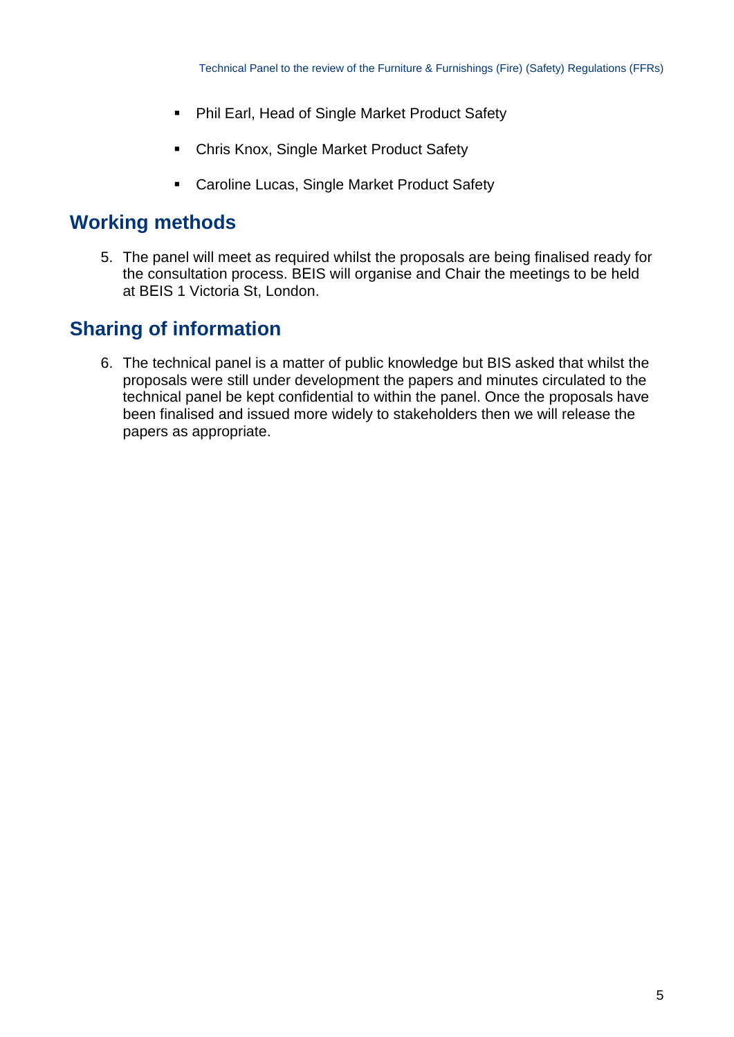- Phil Earl, Head of Single Market Product Safety
- Chris Knox, Single Market Product Safety
- Caroline Lucas, Single Market Product Safety

## Working methods

5. The panel will meet as required whilst the proposals are being finalised ready for the consultation process. BEIS will organise and Chair the meetings to be held at BEIS 1 Victoria St, London.

## Sharing of information

6. The technical panel is a matter of public knowledge but BIS asked that whilst the proposals were still under development the papers and minutes circulated to the technical panel be kept confidential to within the panel. Once the proposals have been finalised and issued more widely to stakeholders then we will release the papers as appropriate.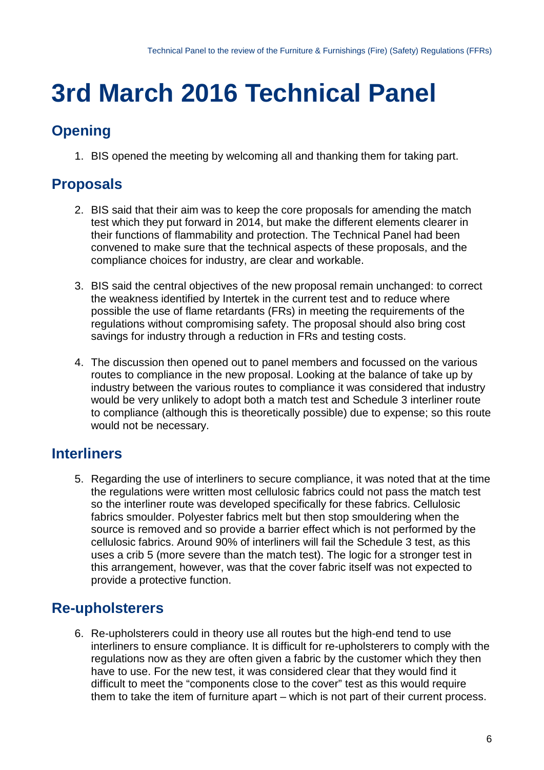# 3rd March 2016 Technical Panel

## Opening

1. BIS opened the meeting by welcoming all and thanking them for taking part.

## Proposals

2. BIS said that their aim was to keep the core proposals for amending the match test which they put forward in 2014, but make the different elements clearer in their functions of flammability and protection. The Technical Panel had been convened to make sure that the technical aspects of these proposals, and the compliance choices for industry, are clear and workable.

3. BIS said the central objectives of the new proposal remain unchanged: to correct the weakness identified by Intertek in the current test and to reduce where possible the use of flame retardants (FRs) in meeting the requirements of the regulations without compromising safety. The proposal should also bring cost savings for industry through a reduction in FRs and testing costs.

4. The discussion then opened out to panel members and focussed on the various routes to compliance in the new proposal. Looking at the balance of take up by industry between the various routes to compliance it was considered that industry would be very unlikely to adopt both a match test and Schedule 3 interliner route to compliance (although this is theoretically possible) due to expense; so this route would not be necessary.

## Interliners

5. Regarding the use of interliners to secure compliance, it was noted that at the time the regulations were written most cellulosic fabrics could not pass the match test so the interliner route was developed specifically for these fabrics. Cellulosic fabrics smoulder. Polyester fabrics melt but then stop smouldering when the source is removed and so provide a barrier effect which is not performed by the cellulosic fabrics. Around 90% of interliners will fail the Schedule 3 test, as this uses a crib 5 (more severe than the match test). The logic for a stronger test in this arrangement, however, was that the cover fabric itself was not expected to provide a protective function.

## Re-upholsterers

6. Re-upholsterers could in theory use all routes but the high-end tend to use interliners to ensure compliance. It is difficult for re-upholsterers to comply with the regulations now as they are often given a fabric by the customer which they then have to use. For the new test, it was considered clear that they would find it difficult to meet the "components close to the cover" test as this would require them to take the item of furniture apart – which is not part of their current process.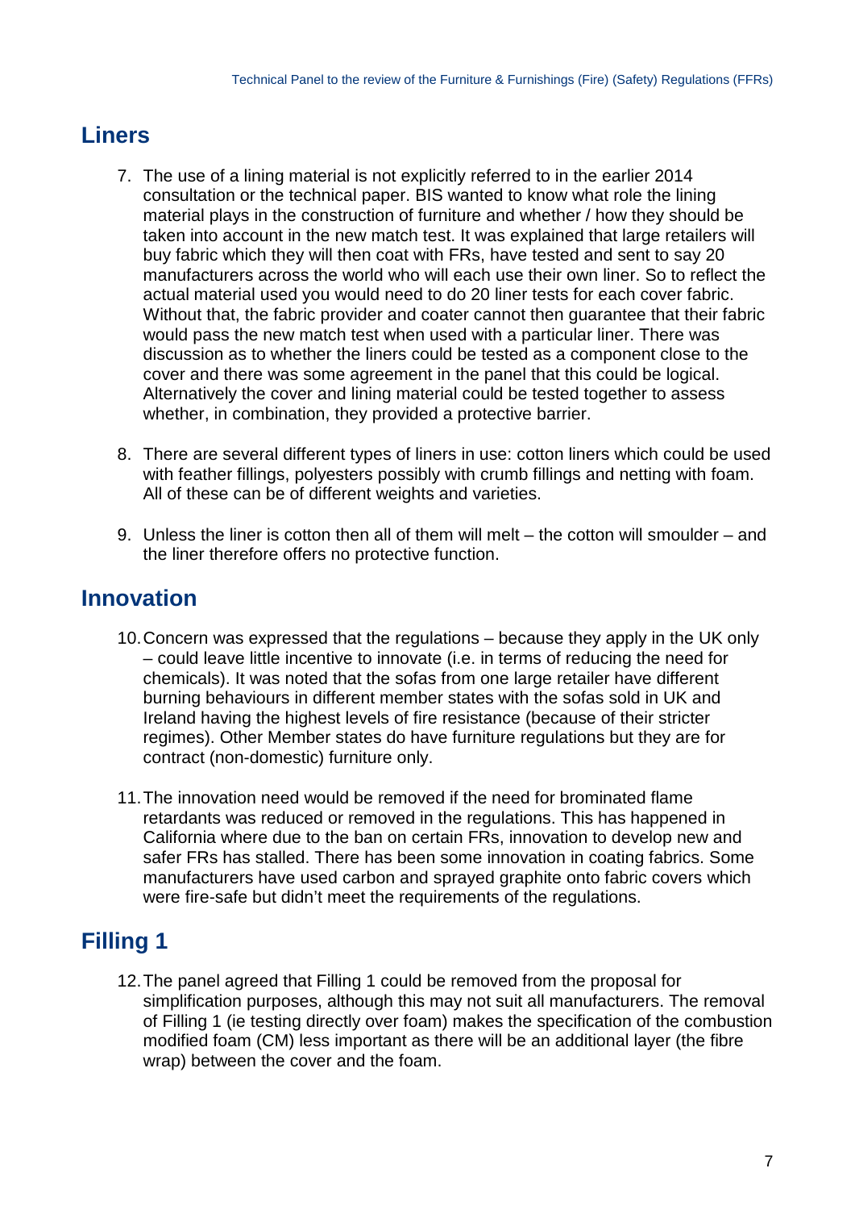## Liners

7. The use of a lining material is not explicitly referred to in the earlier 2014 consultation or the technical paper. BIS wanted to know what role the lining material plays in the construction of furniture and whether / how they should be taken into account in the new match test. It was explained that large retailers will buy fabric which they will then coat with FRs, have tested and sent to say 20 manufacturers across the world who will each use their own liner. So to reflect the actual material used you would need to do 20 liner tests for each cover fabric. Without that, the fabric provider and coater cannot then guarantee that their fabric would pass the new match test when used with a particular liner. There was discussion as to whether the liners could be tested as a component close to the cover and there was some agreement in the panel that this could be logical. Alternatively the cover and lining material could be tested together to assess whether, in combination, they provided a protective barrier.

8. There are several different types of liners in use: cotton liners which could be used with feather fillings, polyesters possibly with crumb fillings and netting with foam. All of these can be of different weights and varieties.

9. Unless the liner is cotton then all of them will melt – the cotton will smoulder – and the liner therefore offers no protective function.

## Innovation

10. Concern was expressed that the regulations – because they apply in the UK only – could leave little incentive to innovate (i.e. in terms of reducing the need for chemicals). It was noted that the sofas from one large retailer have different burning behaviours in different member states with the sofas sold in UK and Ireland having the highest levels of fire resistance (because of their stricter regimes). Other Member states do have furniture regulations but they are for contract (non-domestic) furniture only.

11. The innovation need would be removed if the need for brominated flame retardants was reduced or removed in the regulations. This has happened in California where due to the ban on certain FRs, innovation to develop new and safer FRs has stalled. There has been some innovation in coating fabrics. Some manufacturers have used carbon and sprayed graphite onto fabric covers which were fire-safe but didn't meet the requirements of the regulations.

## Filling 1

12. The panel agreed that Filling 1 could be removed from the proposal for simplification purposes, although this may not suit all manufacturers. The removal of Filling 1 (ie testing directly over foam) makes the specification of the combustion modified foam (CM) less important as there will be an additional layer (the fibre wrap) between the cover and the foam.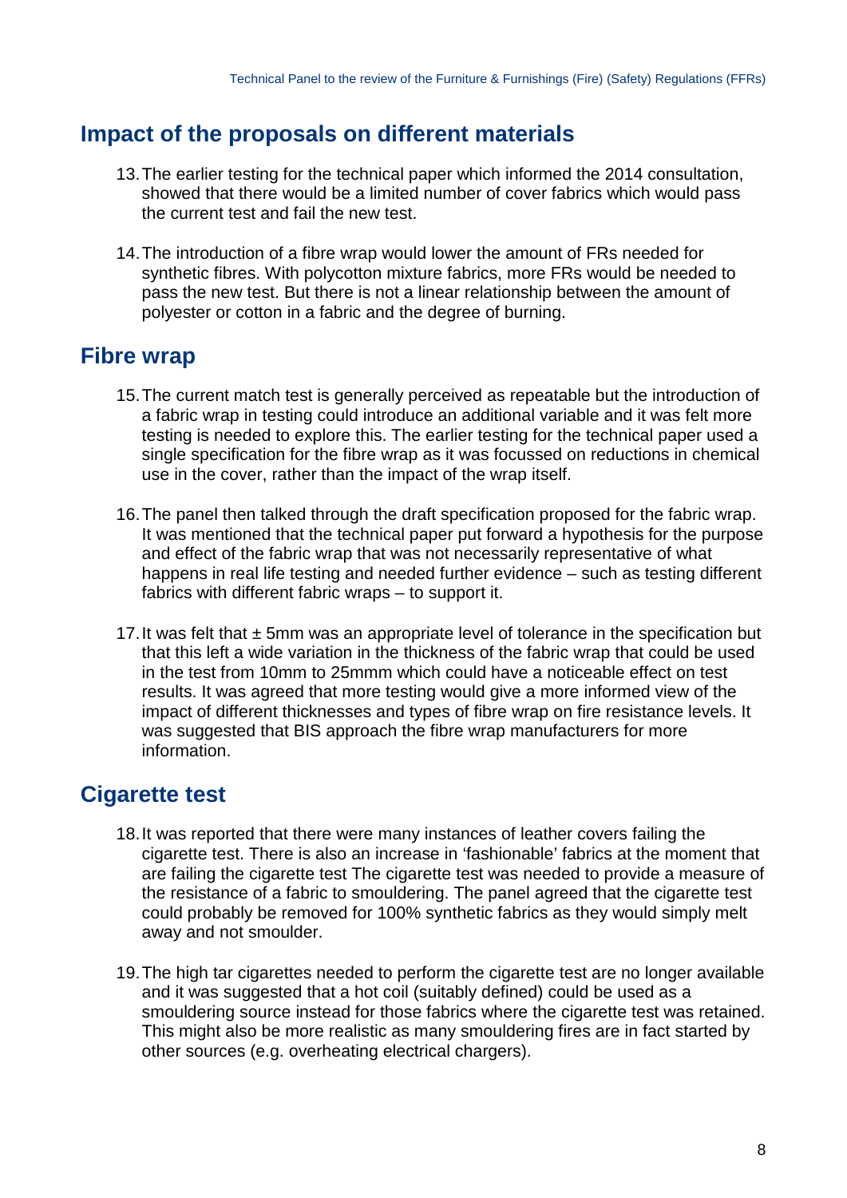## Impact of the proposals on different materials

13. The earlier testing for the technical paper which informed the 2014 consultation, showed that there would be a limited number of cover fabrics which would pass the current test and fail the new test.

14. The introduction of a fibre wrap would lower the amount of FRs needed for synthetic fibres. With polycotton mixture fabrics, more FRs would be needed to pass the new test. But there is not a linear relationship between the amount of polyester or cotton in a fabric and the degree of burning.

## Fibre wrap

15. The current match test is generally perceived as repeatable but the introduction of a fabric wrap in testing could introduce an additional variable and it was felt more testing is needed to explore this. The earlier testing for the technical paper used a single specification for the fibre wrap as it was focussed on reductions in chemical use in the cover, rather than the impact of the wrap itself.

16. The panel then talked through the draft specification proposed for the fabric wrap. It was mentioned that the technical paper put forward a hypothesis for the purpose and effect of the fabric wrap that was not necessarily representative of what happens in real life testing and needed further evidence – such as testing different fabrics with different fabric wraps – to support it.

17. It was felt that ± 5mm was an appropriate level of tolerance in the specification but that this left a wide variation in the thickness of the fabric wrap that could be used in the test from 10mm to 25mmm which could have a noticeable effect on test results. It was agreed that more testing would give a more informed view of the impact of different thicknesses and types of fibre wrap on fire resistance levels. It was suggested that BIS approach the fibre wrap manufacturers for more information.

## Cigarette test

18. It was reported that there were many instances of leather covers failing the cigarette test. There is also an increase in 'fashionable' fabrics at the moment that are failing the cigarette test The cigarette test was needed to provide a measure of the resistance of a fabric to smouldering. The panel agreed that the cigarette test could probably be removed for 100% synthetic fabrics as they would simply melt away and not smoulder.

19. The high tar cigarettes needed to perform the cigarette test are no longer available and it was suggested that a hot coil (suitably defined) could be used as a smouldering source instead for those fabrics where the cigarette test was retained. This might also be more realistic as many smouldering fires are in fact started by other sources (e.g. overheating electrical chargers).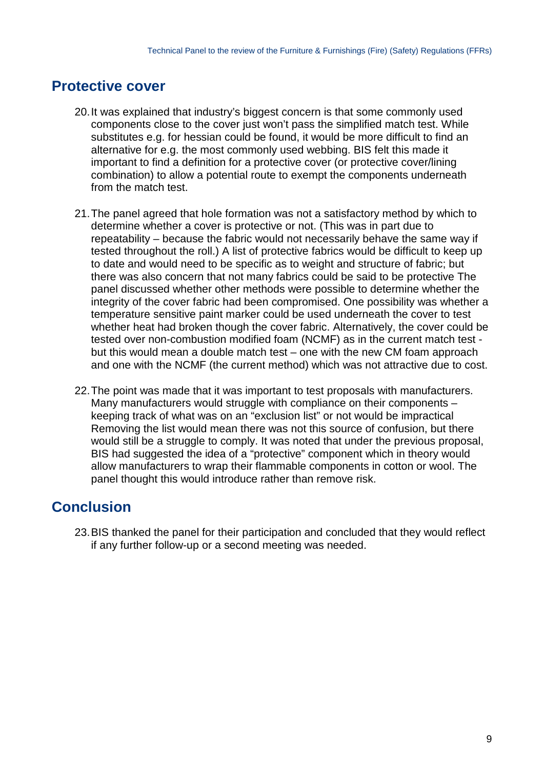## Protective cover

20. It was explained that industry's biggest concern is that some commonly used components close to the cover just won't pass the simplified match test. While substitutes e.g. for hessian could be found, it would be more difficult to find an alternative for e.g. the most commonly used webbing. BIS felt this made it important to find a definition for a protective cover (or protective cover/lining combination) to allow a potential route to exempt the components underneath from the match test.

21. The panel agreed that hole formation was not a satisfactory method by which to determine whether a cover is protective or not. (This was in part due to repeatability – because the fabric would not necessarily behave the same way if tested throughout the roll.) A list of protective fabrics would be difficult to keep up to date and would need to be specific as to weight and structure of fabric; but there was also concern that not many fabrics could be said to be protective The panel discussed whether other methods were possible to determine whether the integrity of the cover fabric had been compromised. One possibility was whether a temperature sensitive paint marker could be used underneath the cover to test whether heat had broken though the cover fabric. Alternatively, the cover could be tested over non-combustion modified foam (NCMF) as in the current match test - but this would mean a double match test – one with the new CM foam approach and one with the NCMF (the current method) which was not attractive due to cost.

22. The point was made that it was important to test proposals with manufacturers. Many manufacturers would struggle with compliance on their components – keeping track of what was on an "exclusion list" or not would be impractical Removing the list would mean there was not this source of confusion, but there would still be a struggle to comply. It was noted that under the previous proposal, BIS had suggested the idea of a "protective" component which in theory would allow manufacturers to wrap their flammable components in cotton or wool. The panel thought this would introduce rather than remove risk.

## Conclusion

23. BIS thanked the panel for their participation and concluded that they would reflect if any further follow-up or a second meeting was needed.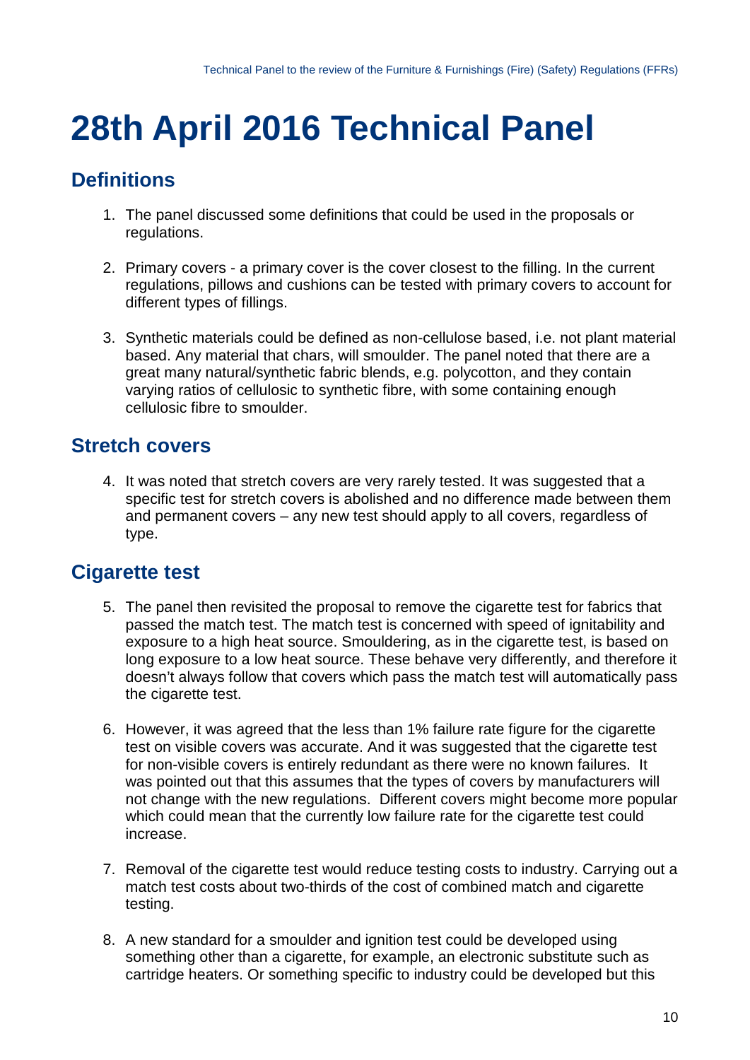# 28th April 2016 Technical Panel

## Definitions

1. The panel discussed some definitions that could be used in the proposals or regulations.

2. Primary covers - a primary cover is the cover closest to the filling. In the current regulations, pillows and cushions can be tested with primary covers to account for different types of fillings.

3. Synthetic materials could be defined as non-cellulose based, i.e. not plant material based. Any material that chars, will smoulder. The panel noted that there are a great many natural/synthetic fabric blends, e.g. polycotton, and they contain varying ratios of cellulosic to synthetic fibre, with some containing enough cellulosic fibre to smoulder.

## Stretch covers

4. It was noted that stretch covers are very rarely tested. It was suggested that a specific test for stretch covers is abolished and no difference made between them and permanent covers – any new test should apply to all covers, regardless of type.

## Cigarette test

5. The panel then revisited the proposal to remove the cigarette test for fabrics that passed the match test. The match test is concerned with speed of ignitability and exposure to a high heat source. Smouldering, as in the cigarette test, is based on long exposure to a low heat source. These behave very differently, and therefore it doesn't always follow that covers which pass the match test will automatically pass the cigarette test.

6. However, it was agreed that the less than 1% failure rate figure for the cigarette test on visible covers was accurate. And it was suggested that the cigarette test for non-visible covers is entirely redundant as there were no known failures. It was pointed out that this assumes that the types of covers by manufacturers will not change with the new regulations. Different covers might become more popular which could mean that the currently low failure rate for the cigarette test could increase.

7. Removal of the cigarette test would reduce testing costs to industry. Carrying out a match test costs about two-thirds of the cost of combined match and cigarette testing.

8. A new standard for a smoulder and ignition test could be developed using something other than a cigarette, for example, an electronic substitute such as cartridge heaters. Or something specific to industry could be developed but this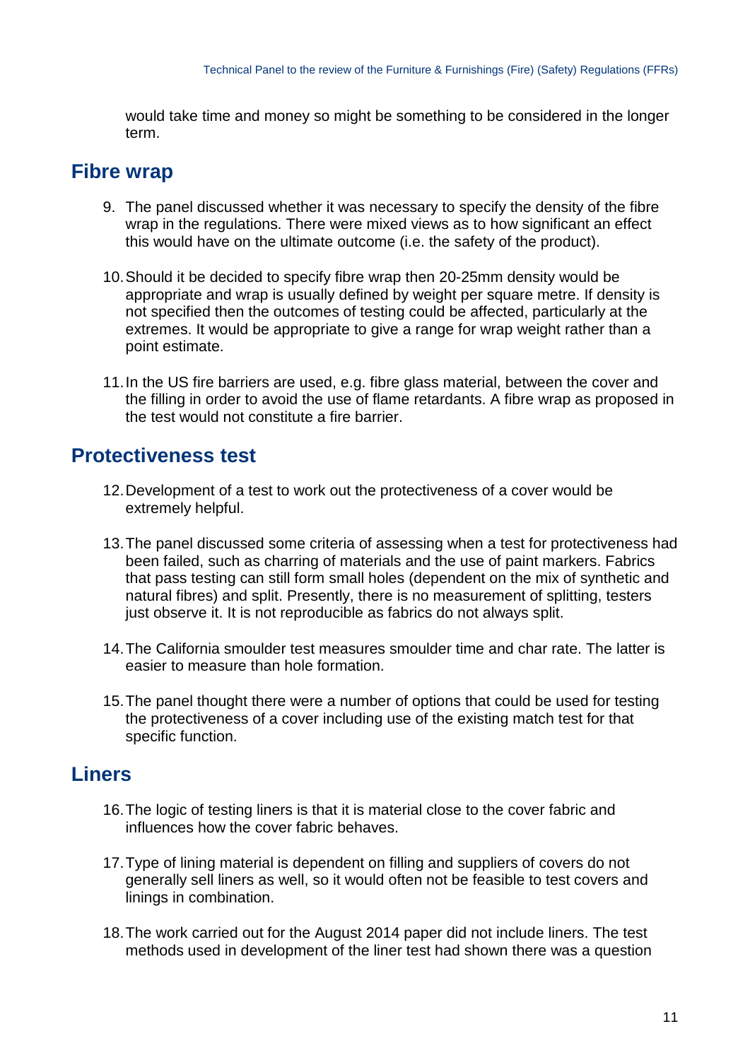would take time and money so might be something to be considered in the longer term.

## Fibre wrap

9. The panel discussed whether it was necessary to specify the density of the fibre wrap in the regulations. There were mixed views as to how significant an effect this would have on the ultimate outcome (i.e. the safety of the product).

10. Should it be decided to specify fibre wrap then 20-25mm density would be appropriate and wrap is usually defined by weight per square metre. If density is not specified then the outcomes of testing could be affected, particularly at the extremes. It would be appropriate to give a range for wrap weight rather than a point estimate.

11. In the US fire barriers are used, e.g. fibre glass material, between the cover and the filling in order to avoid the use of flame retardants. A fibre wrap as proposed in the test would not constitute a fire barrier.

## Protectiveness test

12. Development of a test to work out the protectiveness of a cover would be extremely helpful.

13. The panel discussed some criteria of assessing when a test for protectiveness had been failed, such as charring of materials and the use of paint markers. Fabrics that pass testing can still form small holes (dependent on the mix of synthetic and natural fibres) and split. Presently, there is no measurement of splitting, testers just observe it. It is not reproducible as fabrics do not always split.

14. The California smoulder test measures smoulder time and char rate. The latter is easier to measure than hole formation.

15. The panel thought there were a number of options that could be used for testing the protectiveness of a cover including use of the existing match test for that specific function.

## Liners

16. The logic of testing liners is that it is material close to the cover fabric and influences how the cover fabric behaves.

17. Type of lining material is dependent on filling and suppliers of covers do not generally sell liners as well, so it would often not be feasible to test covers and linings in combination.

18. The work carried out for the August 2014 paper did not include liners. The test methods used in development of the liner test had shown there was a question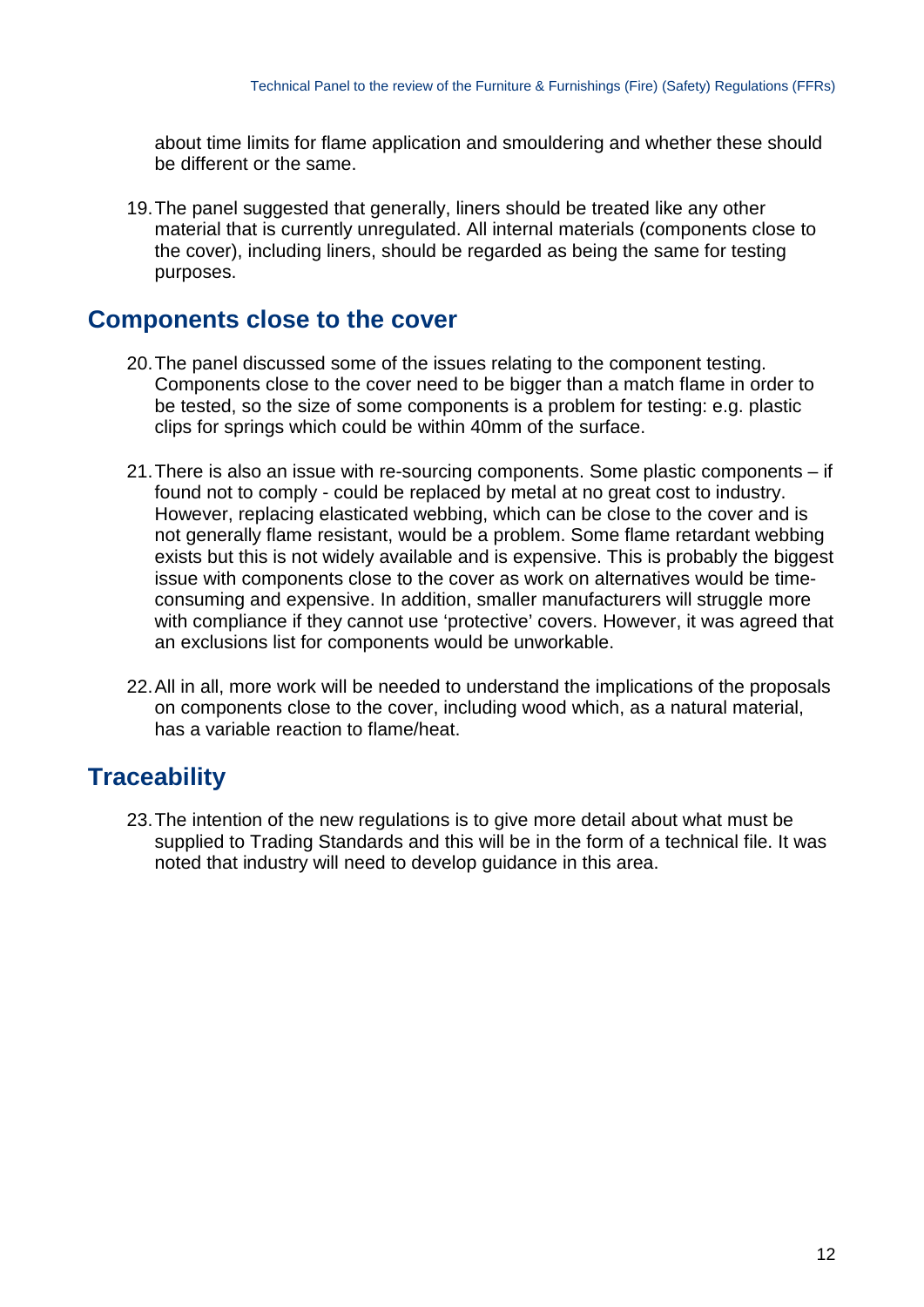about time limits for flame application and smouldering and whether these should be different or the same.

19. The panel suggested that generally, liners should be treated like any other material that is currently unregulated. All internal materials (components close to the cover), including liners, should be regarded as being the same for testing purposes.

## Components close to the cover

20. The panel discussed some of the issues relating to the component testing. Components close to the cover need to be bigger than a match flame in order to be tested, so the size of some components is a problem for testing: e.g. plastic clips for springs which could be within 40mm of the surface.

21. There is also an issue with re-sourcing components. Some plastic components – if found not to comply - could be replaced by metal at no great cost to industry. However, replacing elasticated webbing, which can be close to the cover and is not generally flame resistant, would be a problem. Some flame retardant webbing exists but this is not widely available and is expensive. This is probably the biggest issue with components close to the cover as work on alternatives would be time-consuming and expensive. In addition, smaller manufacturers will struggle more with compliance if they cannot use 'protective' covers. However, it was agreed that an exclusions list for components would be unworkable.

22. All in all, more work will be needed to understand the implications of the proposals on components close to the cover, including wood which, as a natural material, has a variable reaction to flame/heat.

## Traceability

23. The intention of the new regulations is to give more detail about what must be supplied to Trading Standards and this will be in the form of a technical file. It was noted that industry will need to develop guidance in this area.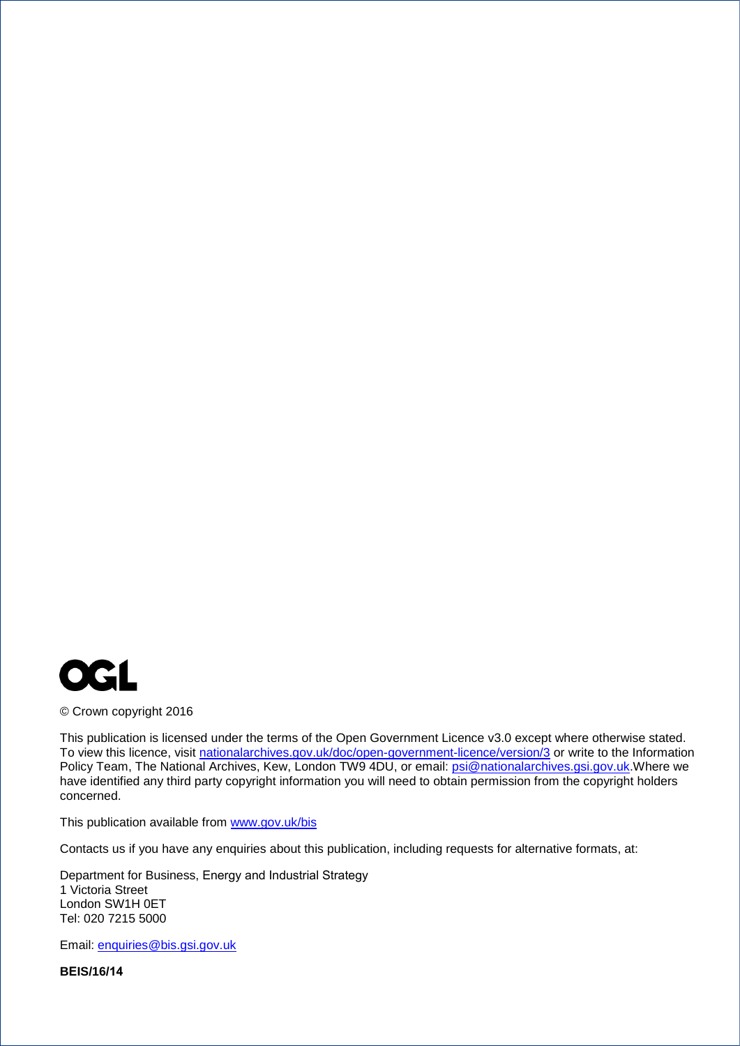OGL

© Crown copyright 2016

This publication is licensed under the terms of the Open Government Licence v3.0 except where otherwise stated. To view this licence, visit nationalarchives.gov.uk/doc/open-government-licence/version/3 or write to the Information Policy Team, The National Archives, Kew, London TW9 4DU, or email: psi@nationalarchives.gsi.gov.uk.Where we have identified any third party copyright information you will need to obtain permission from the copyright holders concerned.

This publication available from www.gov.uk/bis

Contacts us if you have any enquiries about this publication, including requests for alternative formats, at:

Department for Business, Energy and Industrial Strategy
1 Victoria Street
London SW1H 0ET
Tel: 020 7215 5000

Email: enquiries@bis.gsi.gov.uk

**BEIS/16/14**